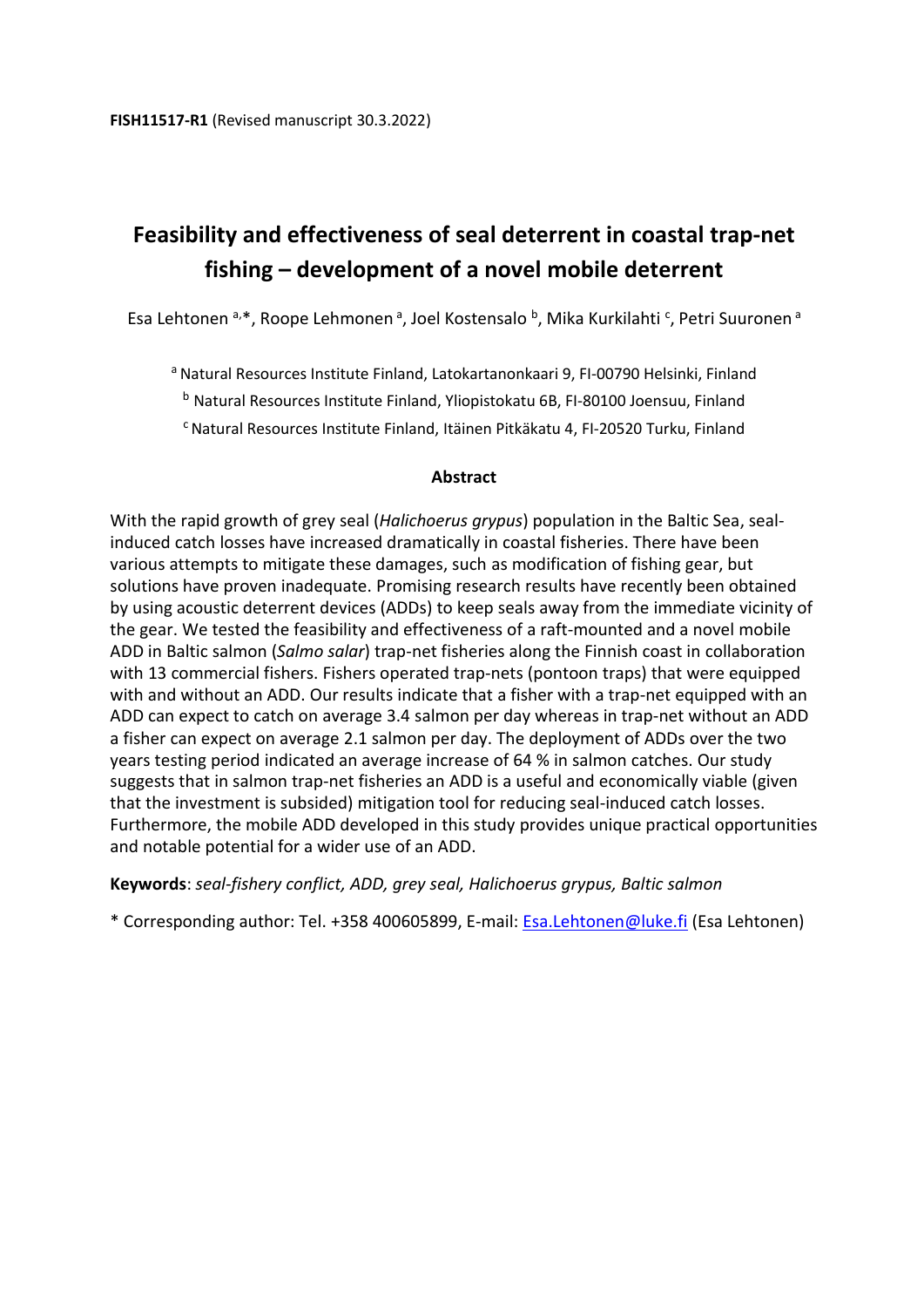**FISH11517-R1** (Revised manuscript 30.3.2022)

# Feasibility and effectiveness of seal deterrent in coastal trap-net fishing – development of a novel mobile deterrent

Esa Lehtonen [a,*], Roope Lehmonen [a], Joel Kostensalo [b], Mika Kurkilahti [c], Petri Suuronen [a]

[a] Natural Resources Institute Finland, Latokartanonkaari 9, FI-00790 Helsinki, Finland

[b] Natural Resources Institute Finland, Yliopistokatu 6B, FI-80100 Joensuu, Finland

[c] Natural Resources Institute Finland, Itäinen Pitkäkatu 4, FI-20520 Turku, Finland

## Abstract

With the rapid growth of grey seal (*Halichoerus grypus*) population in the Baltic Sea, seal-induced catch losses have increased dramatically in coastal fisheries. There have been various attempts to mitigate these damages, such as modification of fishing gear, but solutions have proven inadequate. Promising research results have recently been obtained by using acoustic deterrent devices (ADDs) to keep seals away from the immediate vicinity of the gear. We tested the feasibility and effectiveness of a raft-mounted and a novel mobile ADD in Baltic salmon (*Salmo salar*) trap-net fisheries along the Finnish coast in collaboration with 13 commercial fishers. Fishers operated trap-nets (pontoon traps) that were equipped with and without an ADD. Our results indicate that a fisher with a trap-net equipped with an ADD can expect to catch on average 3.4 salmon per day whereas in trap-net without an ADD a fisher can expect on average 2.1 salmon per day. The deployment of ADDs over the two years testing period indicated an average increase of 64 % in salmon catches. Our study suggests that in salmon trap-net fisheries an ADD is a useful and economically viable (given that the investment is subsided) mitigation tool for reducing seal-induced catch losses. Furthermore, the mobile ADD developed in this study provides unique practical opportunities and notable potential for a wider use of an ADD.

**Keywords**: *seal-fishery conflict, ADD, grey seal, Halichoerus grypus, Baltic salmon*

* Corresponding author: Tel. +358 400605899, E-mail: Esa.Lehtonen@luke.fi (Esa Lehtonen)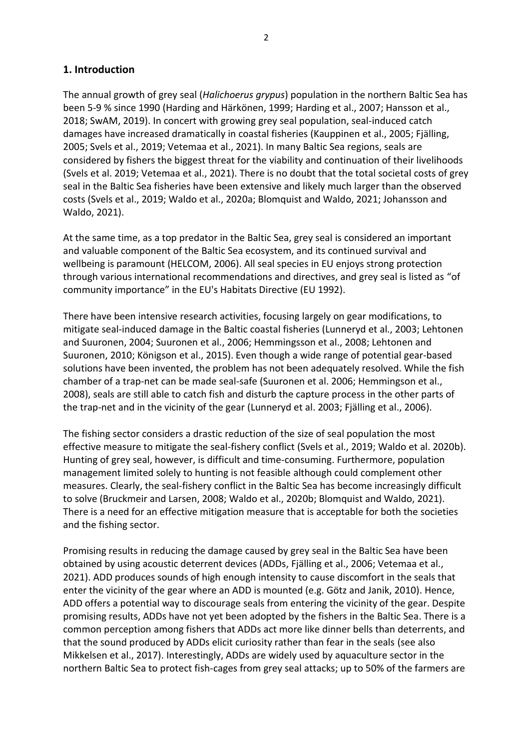## 1. Introduction

The annual growth of grey seal (*Halichoerus grypus*) population in the northern Baltic Sea has been 5-9 % since 1990 (Harding and Härkönen, 1999; Harding et al., 2007; Hansson et al., 2018; SwAM, 2019). In concert with growing grey seal population, seal-induced catch damages have increased dramatically in coastal fisheries (Kauppinen et al., 2005; Fjälling, 2005; Svels et al., 2019; Vetemaa et al., 2021). In many Baltic Sea regions, seals are considered by fishers the biggest threat for the viability and continuation of their livelihoods (Svels et al. 2019; Vetemaa et al., 2021). There is no doubt that the total societal costs of grey seal in the Baltic Sea fisheries have been extensive and likely much larger than the observed costs (Svels et al., 2019; Waldo et al., 2020a; Blomquist and Waldo, 2021; Johansson and Waldo, 2021).

At the same time, as a top predator in the Baltic Sea, grey seal is considered an important and valuable component of the Baltic Sea ecosystem, and its continued survival and wellbeing is paramount (HELCOM, 2006). All seal species in EU enjoys strong protection through various international recommendations and directives, and grey seal is listed as "of community importance" in the EU's Habitats Directive (EU 1992).

There have been intensive research activities, focusing largely on gear modifications, to mitigate seal-induced damage in the Baltic coastal fisheries (Lunneryd et al., 2003; Lehtonen and Suuronen, 2004; Suuronen et al., 2006; Hemmingsson et al., 2008; Lehtonen and Suuronen, 2010; Königson et al., 2015). Even though a wide range of potential gear-based solutions have been invented, the problem has not been adequately resolved. While the fish chamber of a trap-net can be made seal-safe (Suuronen et al. 2006; Hemmingson et al., 2008), seals are still able to catch fish and disturb the capture process in the other parts of the trap-net and in the vicinity of the gear (Lunneryd et al. 2003; Fjälling et al., 2006).

The fishing sector considers a drastic reduction of the size of seal population the most effective measure to mitigate the seal-fishery conflict (Svels et al., 2019; Waldo et al. 2020b). Hunting of grey seal, however, is difficult and time-consuming. Furthermore, population management limited solely to hunting is not feasible although could complement other measures. Clearly, the seal-fishery conflict in the Baltic Sea has become increasingly difficult to solve (Bruckmeir and Larsen, 2008; Waldo et al., 2020b; Blomquist and Waldo, 2021). There is a need for an effective mitigation measure that is acceptable for both the societies and the fishing sector.

Promising results in reducing the damage caused by grey seal in the Baltic Sea have been obtained by using acoustic deterrent devices (ADDs, Fjälling et al., 2006; Vetemaa et al., 2021). ADD produces sounds of high enough intensity to cause discomfort in the seals that enter the vicinity of the gear where an ADD is mounted (e.g. Götz and Janik, 2010). Hence, ADD offers a potential way to discourage seals from entering the vicinity of the gear. Despite promising results, ADDs have not yet been adopted by the fishers in the Baltic Sea. There is a common perception among fishers that ADDs act more like dinner bells than deterrents, and that the sound produced by ADDs elicit curiosity rather than fear in the seals (see also Mikkelsen et al., 2017). Interestingly, ADDs are widely used by aquaculture sector in the northern Baltic Sea to protect fish-cages from grey seal attacks; up to 50% of the farmers are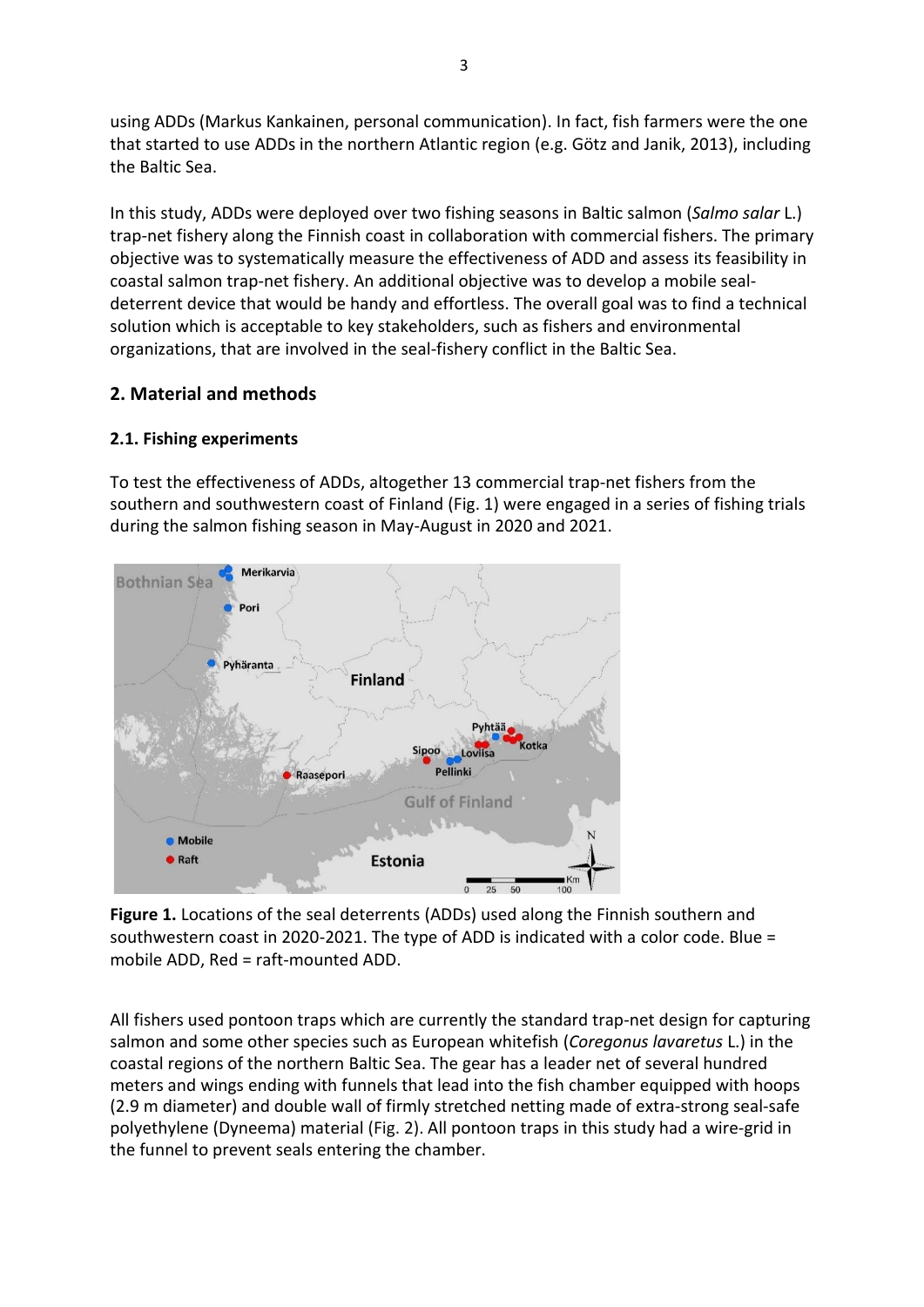using ADDs (Markus Kankainen, personal communication). In fact, fish farmers were the one that started to use ADDs in the northern Atlantic region (e.g. Götz and Janik, 2013), including the Baltic Sea.

In this study, ADDs were deployed over two fishing seasons in Baltic salmon (*Salmo salar* L.) trap-net fishery along the Finnish coast in collaboration with commercial fishers. The primary objective was to systematically measure the effectiveness of ADD and assess its feasibility in coastal salmon trap-net fishery. An additional objective was to develop a mobile seal-deterrent device that would be handy and effortless. The overall goal was to find a technical solution which is acceptable to key stakeholders, such as fishers and environmental organizations, that are involved in the seal-fishery conflict in the Baltic Sea.

## 2. Material and methods

### 2.1. Fishing experiments

To test the effectiveness of ADDs, altogether 13 commercial trap-net fishers from the southern and southwestern coast of Finland (Fig. 1) were engaged in a series of fishing trials during the salmon fishing season in May-August in 2020 and 2021.

**Figure 1.** Locations of the seal deterrents (ADDs) used along the Finnish southern and southwestern coast in 2020-2021. The type of ADD is indicated with a color code. Blue = mobile ADD, Red = raft-mounted ADD.

All fishers used pontoon traps which are currently the standard trap-net design for capturing salmon and some other species such as European whitefish (*Coregonus lavaretus* L.) in the coastal regions of the northern Baltic Sea. The gear has a leader net of several hundred meters and wings ending with funnels that lead into the fish chamber equipped with hoops (2.9 m diameter) and double wall of firmly stretched netting made of extra-strong seal-safe polyethylene (Dyneema) material (Fig. 2). All pontoon traps in this study had a wire-grid in the funnel to prevent seals entering the chamber.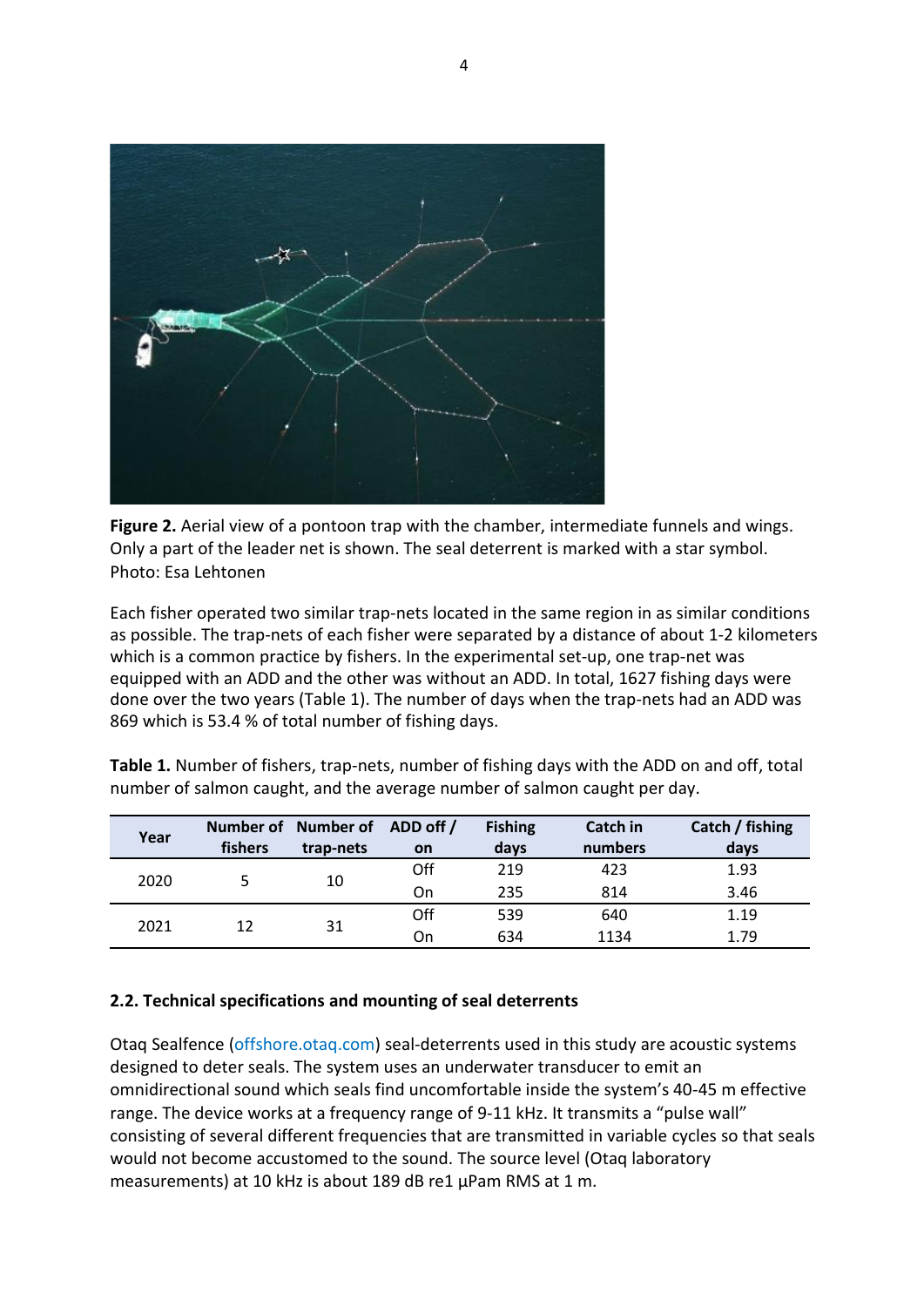**Figure 2.** Aerial view of a pontoon trap with the chamber, intermediate funnels and wings. Only a part of the leader net is shown. The seal deterrent is marked with a star symbol. Photo: Esa Lehtonen

Each fisher operated two similar trap-nets located in the same region in as similar conditions as possible. The trap-nets of each fisher were separated by a distance of about 1-2 kilometers which is a common practice by fishers. In the experimental set-up, one trap-net was equipped with an ADD and the other was without an ADD. In total, 1627 fishing days were done over the two years (Table 1). The number of days when the trap-nets had an ADD was 869 which is 53.4 % of total number of fishing days.

**Table 1.** Number of fishers, trap-nets, number of fishing days with the ADD on and off, total number of salmon caught, and the average number of salmon caught per day.

| Year | Number of fishers | Number of trap-nets | ADD off / on | Fishing days | Catch in numbers | Catch / fishing days |
|---|---|---|---|---|---|---|
| 2020 | 5 | 10 | Off | 219 | 423 | 1.93 |
| | | | On | 235 | 814 | 3.46 |
| 2021 | 12 | 31 | Off | 539 | 640 | 1.19 |
| | | | On | 634 | 1134 | 1.79 |

### 2.2. Technical specifications and mounting of seal deterrents

Otaq Sealfence (offshore.otaq.com) seal-deterrents used in this study are acoustic systems designed to deter seals. The system uses an underwater transducer to emit an omnidirectional sound which seals find uncomfortable inside the system's 40-45 m effective range. The device works at a frequency range of 9-11 kHz. It transmits a "pulse wall" consisting of several different frequencies that are transmitted in variable cycles so that seals would not become accustomed to the sound. The source level (Otaq laboratory measurements) at 10 kHz is about 189 dB re1 µPam RMS at 1 m.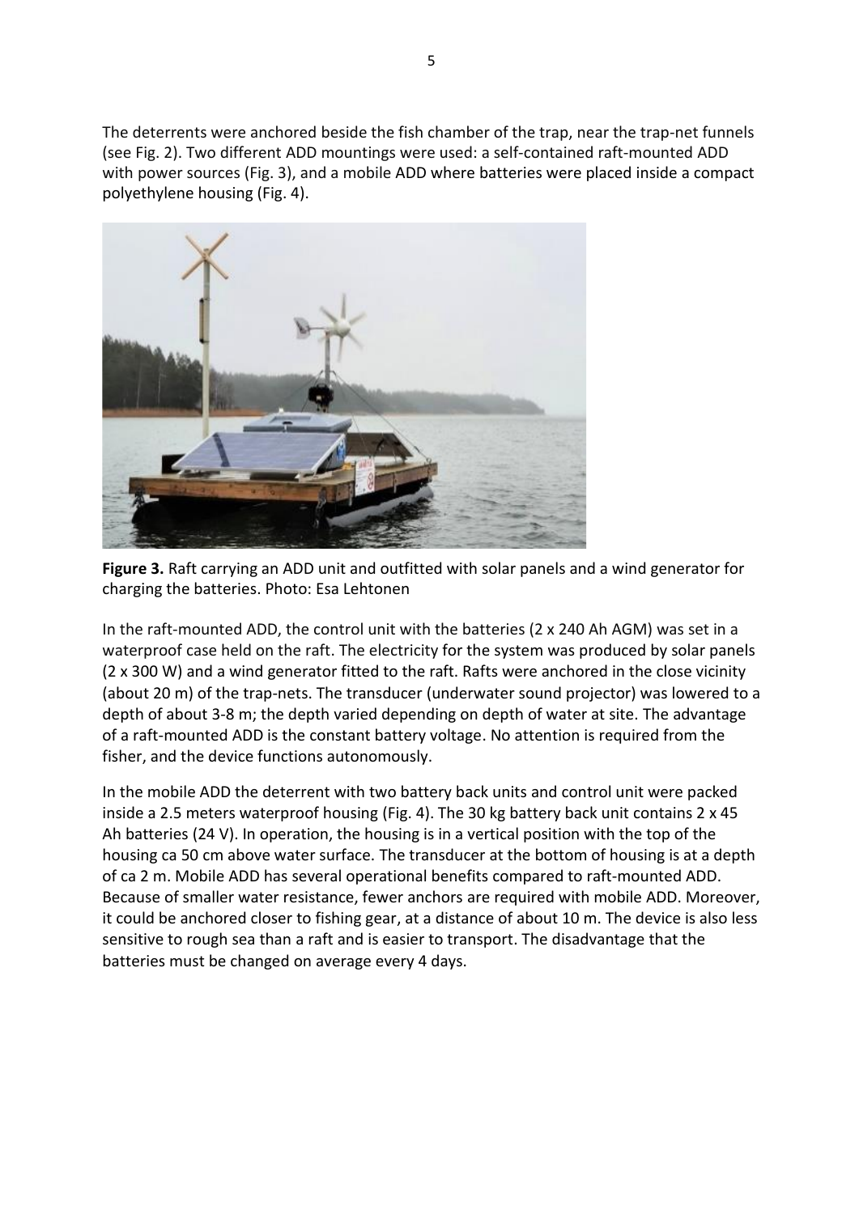The deterrents were anchored beside the fish chamber of the trap, near the trap-net funnels (see Fig. 2). Two different ADD mountings were used: a self-contained raft-mounted ADD with power sources (Fig. 3), and a mobile ADD where batteries were placed inside a compact polyethylene housing (Fig. 4).

**Figure 3.** Raft carrying an ADD unit and outfitted with solar panels and a wind generator for charging the batteries. Photo: Esa Lehtonen

In the raft-mounted ADD, the control unit with the batteries (2 x 240 Ah AGM) was set in a waterproof case held on the raft. The electricity for the system was produced by solar panels (2 x 300 W) and a wind generator fitted to the raft. Rafts were anchored in the close vicinity (about 20 m) of the trap-nets. The transducer (underwater sound projector) was lowered to a depth of about 3-8 m; the depth varied depending on depth of water at site. The advantage of a raft-mounted ADD is the constant battery voltage. No attention is required from the fisher, and the device functions autonomously.

In the mobile ADD the deterrent with two battery back units and control unit were packed inside a 2.5 meters waterproof housing (Fig. 4). The 30 kg battery back unit contains 2 x 45 Ah batteries (24 V). In operation, the housing is in a vertical position with the top of the housing ca 50 cm above water surface. The transducer at the bottom of housing is at a depth of ca 2 m. Mobile ADD has several operational benefits compared to raft-mounted ADD. Because of smaller water resistance, fewer anchors are required with mobile ADD. Moreover, it could be anchored closer to fishing gear, at a distance of about 10 m. The device is also less sensitive to rough sea than a raft and is easier to transport. The disadvantage that the batteries must be changed on average every 4 days.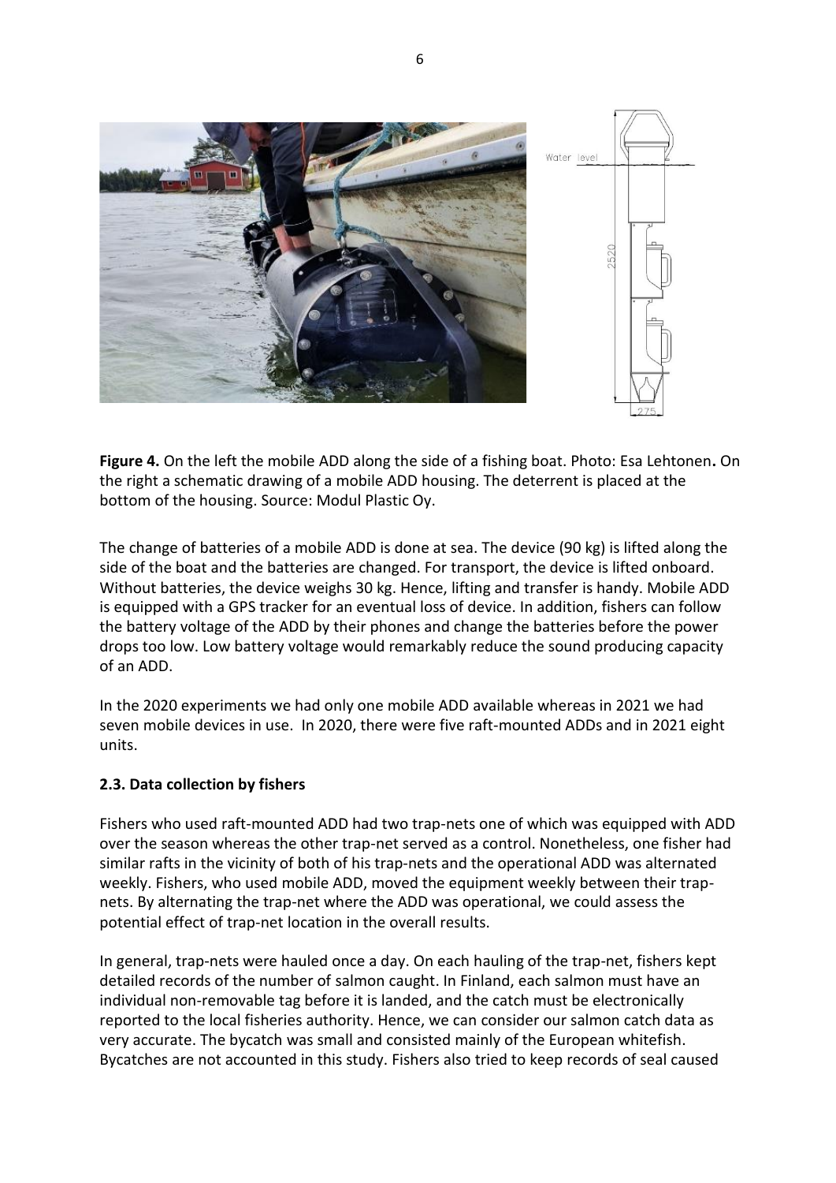**Figure 4.** On the left the mobile ADD along the side of a fishing boat. Photo: Esa Lehtonen**.** On the right a schematic drawing of a mobile ADD housing. The deterrent is placed at the bottom of the housing. Source: Modul Plastic Oy.

The change of batteries of a mobile ADD is done at sea. The device (90 kg) is lifted along the side of the boat and the batteries are changed. For transport, the device is lifted onboard. Without batteries, the device weighs 30 kg. Hence, lifting and transfer is handy. Mobile ADD is equipped with a GPS tracker for an eventual loss of device. In addition, fishers can follow the battery voltage of the ADD by their phones and change the batteries before the power drops too low. Low battery voltage would remarkably reduce the sound producing capacity of an ADD.

In the 2020 experiments we had only one mobile ADD available whereas in 2021 we had seven mobile devices in use. In 2020, there were five raft-mounted ADDs and in 2021 eight units.

### 2.3. Data collection by fishers

Fishers who used raft-mounted ADD had two trap-nets one of which was equipped with ADD over the season whereas the other trap-net served as a control. Nonetheless, one fisher had similar rafts in the vicinity of both of his trap-nets and the operational ADD was alternated weekly. Fishers, who used mobile ADD, moved the equipment weekly between their trap-nets. By alternating the trap-net where the ADD was operational, we could assess the potential effect of trap-net location in the overall results.

In general, trap-nets were hauled once a day. On each hauling of the trap-net, fishers kept detailed records of the number of salmon caught. In Finland, each salmon must have an individual non-removable tag before it is landed, and the catch must be electronically reported to the local fisheries authority. Hence, we can consider our salmon catch data as very accurate. The bycatch was small and consisted mainly of the European whitefish. Bycatches are not accounted in this study. Fishers also tried to keep records of seal caused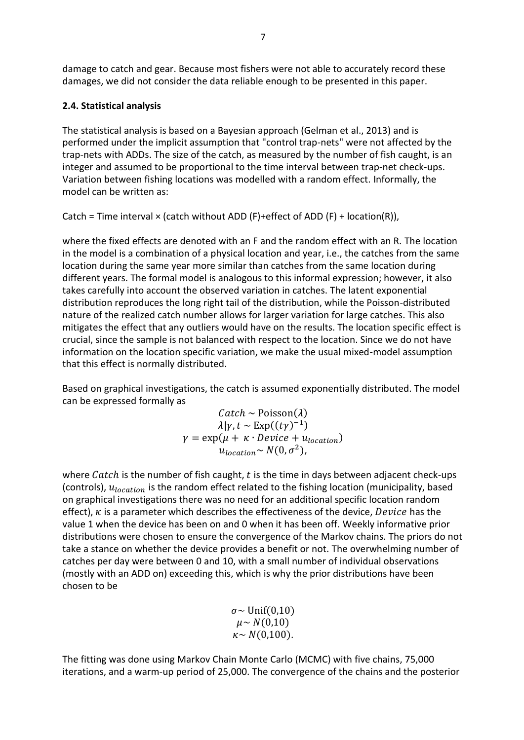damage to catch and gear. Because most fishers were not able to accurately record these damages, we did not consider the data reliable enough to be presented in this paper.

### 2.4. Statistical analysis

The statistical analysis is based on a Bayesian approach (Gelman et al., 2013) and is performed under the implicit assumption that "control trap-nets" were not affected by the trap-nets with ADDs. The size of the catch, as measured by the number of fish caught, is an integer and assumed to be proportional to the time interval between trap-net check-ups. Variation between fishing locations was modelled with a random effect. Informally, the model can be written as:

Catch = Time interval × (catch without ADD (F)+effect of ADD (F) + location(R)),

where the fixed effects are denoted with an F and the random effect with an R. The location in the model is a combination of a physical location and year, i.e., the catches from the same location during the same year more similar than catches from the same location during different years. The formal model is analogous to this informal expression; however, it also takes carefully into account the observed variation in catches. The latent exponential distribution reproduces the long right tail of the distribution, while the Poisson-distributed nature of the realized catch number allows for larger variation for large catches. This also mitigates the effect that any outliers would have on the results. The location specific effect is crucial, since the sample is not balanced with respect to the location. Since we do not have information on the location specific variation, we make the usual mixed-model assumption that this effect is normally distributed.

Based on graphical investigations, the catch is assumed exponentially distributed. The model can be expressed formally as

$$
\begin{gathered}
Catch \sim \text{Poisson}(\lambda) \\
\lambda | \gamma, t \sim \text{Exp}((t\gamma)^{-1}) \\
\gamma = \exp(\mu + \kappa \cdot Device + u_{location}) \\
u_{location} \sim N(0, \sigma^2),
\end{gathered}
$$

where $Catch$ is the number of fish caught, $t$ is the time in days between adjacent check-ups (controls), $u_{location}$ is the random effect related to the fishing location (municipality, based on graphical investigations there was no need for an additional specific location random effect), $\kappa$ is a parameter which describes the effectiveness of the device, $Device$ has the value 1 when the device has been on and 0 when it has been off. Weekly informative prior distributions were chosen to ensure the convergence of the Markov chains. The priors do not take a stance on whether the device provides a benefit or not. The overwhelming number of catches per day were between 0 and 10, with a small number of individual observations (mostly with an ADD on) exceeding this, which is why the prior distributions have been chosen to be

$$
\begin{gathered}
\sigma \sim \text{Unif}(0,10) \\
\mu \sim N(0,10) \\
\kappa \sim N(0,100).
\end{gathered}
$$

The fitting was done using Markov Chain Monte Carlo (MCMC) with five chains, 75,000 iterations, and a warm-up period of 25,000. The convergence of the chains and the posterior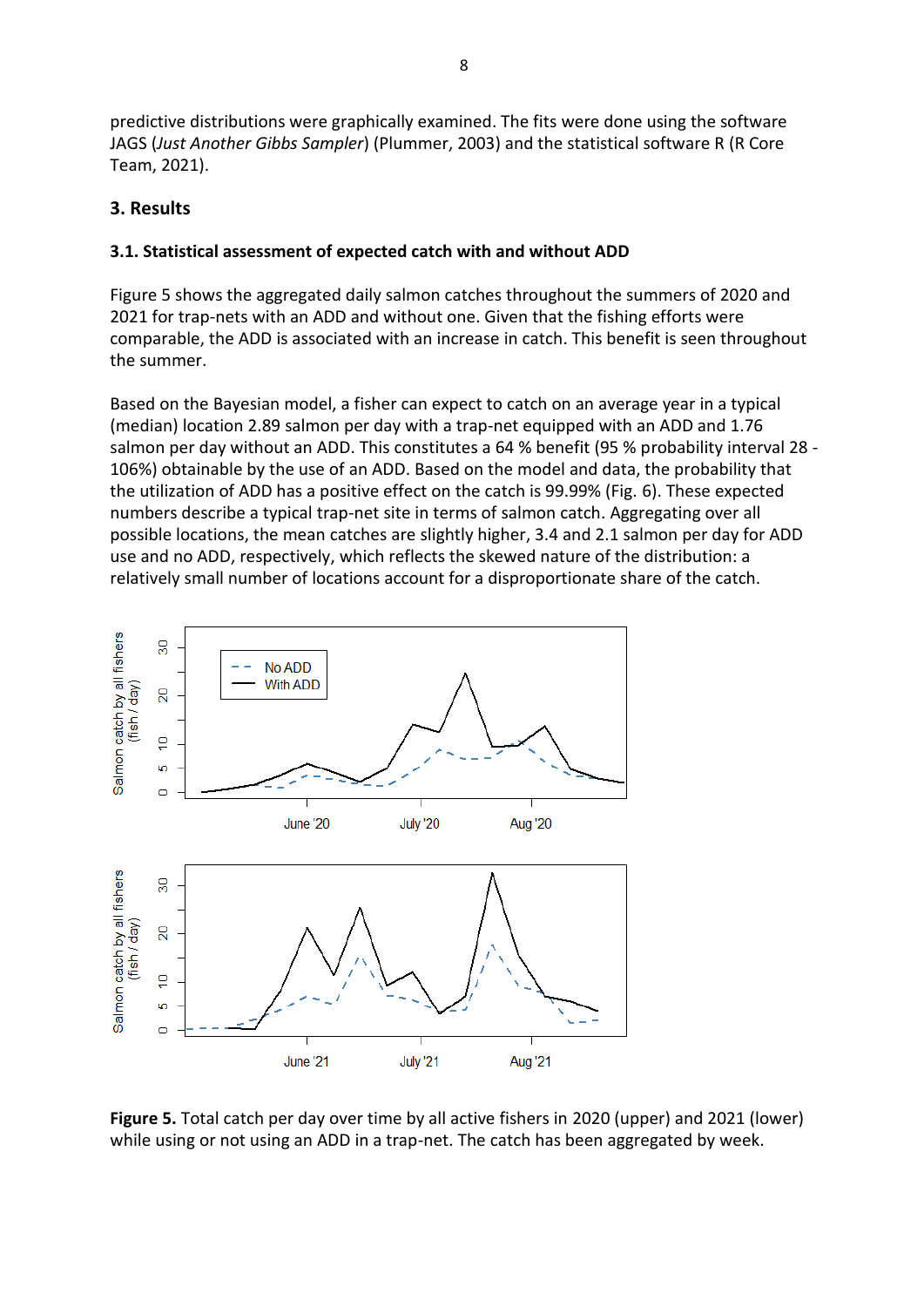predictive distributions were graphically examined. The fits were done using the software JAGS (*Just Another Gibbs Sampler*) (Plummer, 2003) and the statistical software R (R Core Team, 2021).

## 3. Results

### 3.1. Statistical assessment of expected catch with and without ADD

Figure 5 shows the aggregated daily salmon catches throughout the summers of 2020 and 2021 for trap-nets with an ADD and without one. Given that the fishing efforts were comparable, the ADD is associated with an increase in catch. This benefit is seen throughout the summer.

Based on the Bayesian model, a fisher can expect to catch on an average year in a typical (median) location 2.89 salmon per day with a trap-net equipped with an ADD and 1.76 salmon per day without an ADD. This constitutes a 64 % benefit (95 % probability interval 28 - 106%) obtainable by the use of an ADD. Based on the model and data, the probability that the utilization of ADD has a positive effect on the catch is 99.99% (Fig. 6). These expected numbers describe a typical trap-net site in terms of salmon catch. Aggregating over all possible locations, the mean catches are slightly higher, 3.4 and 2.1 salmon per day for ADD use and no ADD, respectively, which reflects the skewed nature of the distribution: a relatively small number of locations account for a disproportionate share of the catch.

**Figure 5.** Total catch per day over time by all active fishers in 2020 (upper) and 2021 (lower) while using or not using an ADD in a trap-net. The catch has been aggregated by week.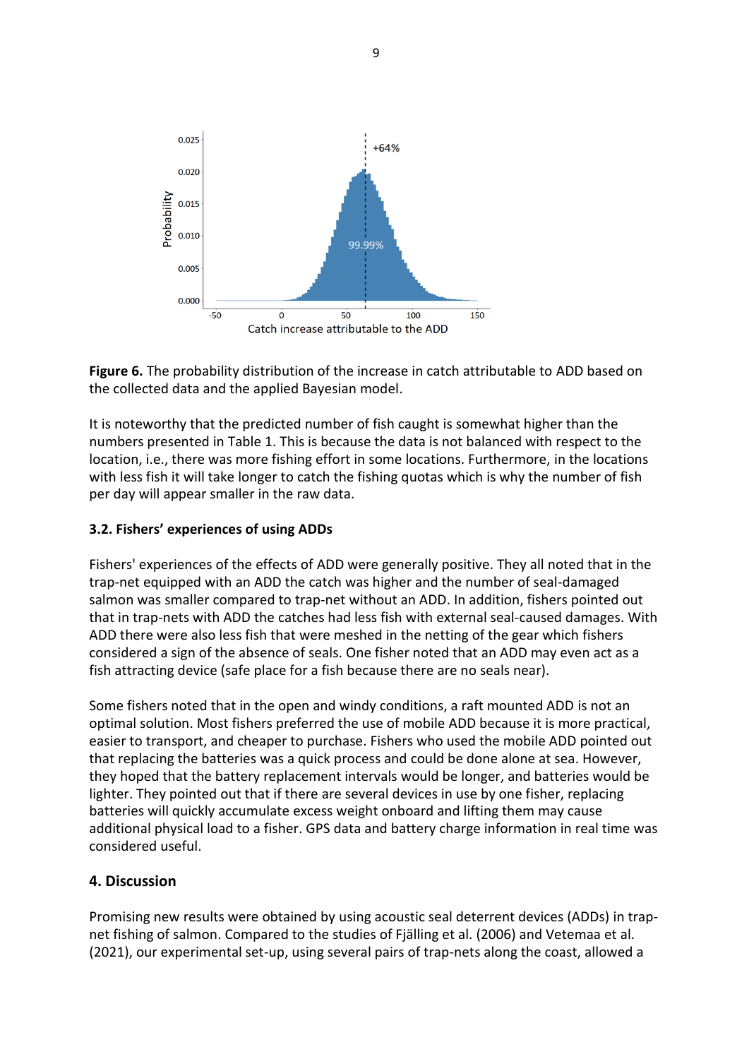**Figure 6.** The probability distribution of the increase in catch attributable to ADD based on the collected data and the applied Bayesian model.

It is noteworthy that the predicted number of fish caught is somewhat higher than the numbers presented in Table 1. This is because the data is not balanced with respect to the location, i.e., there was more fishing effort in some locations. Furthermore, in the locations with less fish it will take longer to catch the fishing quotas which is why the number of fish per day will appear smaller in the raw data.

### 3.2. Fishers' experiences of using ADDs

Fishers' experiences of the effects of ADD were generally positive. They all noted that in the trap-net equipped with an ADD the catch was higher and the number of seal-damaged salmon was smaller compared to trap-net without an ADD. In addition, fishers pointed out that in trap-nets with ADD the catches had less fish with external seal-caused damages. With ADD there were also less fish that were meshed in the netting of the gear which fishers considered a sign of the absence of seals. One fisher noted that an ADD may even act as a fish attracting device (safe place for a fish because there are no seals near).

Some fishers noted that in the open and windy conditions, a raft mounted ADD is not an optimal solution. Most fishers preferred the use of mobile ADD because it is more practical, easier to transport, and cheaper to purchase. Fishers who used the mobile ADD pointed out that replacing the batteries was a quick process and could be done alone at sea. However, they hoped that the battery replacement intervals would be longer, and batteries would be lighter. They pointed out that if there are several devices in use by one fisher, replacing batteries will quickly accumulate excess weight onboard and lifting them may cause additional physical load to a fisher. GPS data and battery charge information in real time was considered useful.

## 4. Discussion

Promising new results were obtained by using acoustic seal deterrent devices (ADDs) in trap-net fishing of salmon. Compared to the studies of Fjälling et al. (2006) and Vetemaa et al. (2021), our experimental set-up, using several pairs of trap-nets along the coast, allowed a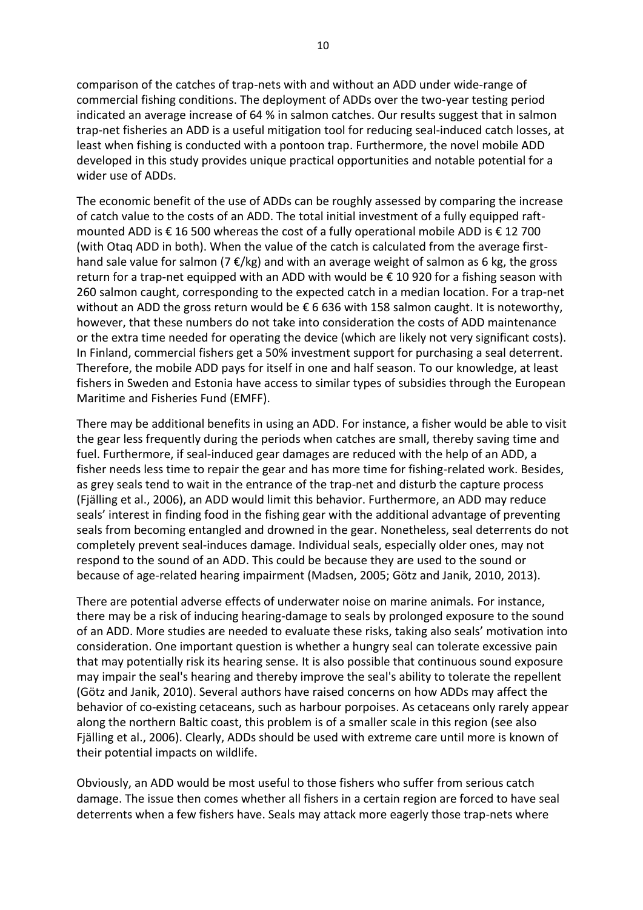comparison of the catches of trap-nets with and without an ADD under wide-range of commercial fishing conditions. The deployment of ADDs over the two-year testing period indicated an average increase of 64 % in salmon catches. Our results suggest that in salmon trap-net fisheries an ADD is a useful mitigation tool for reducing seal-induced catch losses, at least when fishing is conducted with a pontoon trap. Furthermore, the novel mobile ADD developed in this study provides unique practical opportunities and notable potential for a wider use of ADDs.

The economic benefit of the use of ADDs can be roughly assessed by comparing the increase of catch value to the costs of an ADD. The total initial investment of a fully equipped raft-mounted ADD is € 16 500 whereas the cost of a fully operational mobile ADD is € 12 700 (with Otaq ADD in both). When the value of the catch is calculated from the average first-hand sale value for salmon (7 €/kg) and with an average weight of salmon as 6 kg, the gross return for a trap-net equipped with an ADD with would be € 10 920 for a fishing season with 260 salmon caught, corresponding to the expected catch in a median location. For a trap-net without an ADD the gross return would be € 6 636 with 158 salmon caught. It is noteworthy, however, that these numbers do not take into consideration the costs of ADD maintenance or the extra time needed for operating the device (which are likely not very significant costs). In Finland, commercial fishers get a 50% investment support for purchasing a seal deterrent. Therefore, the mobile ADD pays for itself in one and half season. To our knowledge, at least fishers in Sweden and Estonia have access to similar types of subsidies through the European Maritime and Fisheries Fund (EMFF).

There may be additional benefits in using an ADD. For instance, a fisher would be able to visit the gear less frequently during the periods when catches are small, thereby saving time and fuel. Furthermore, if seal-induced gear damages are reduced with the help of an ADD, a fisher needs less time to repair the gear and has more time for fishing-related work. Besides, as grey seals tend to wait in the entrance of the trap-net and disturb the capture process (Fjälling et al., 2006), an ADD would limit this behavior. Furthermore, an ADD may reduce seals' interest in finding food in the fishing gear with the additional advantage of preventing seals from becoming entangled and drowned in the gear. Nonetheless, seal deterrents do not completely prevent seal-induces damage. Individual seals, especially older ones, may not respond to the sound of an ADD. This could be because they are used to the sound or because of age-related hearing impairment (Madsen, 2005; Götz and Janik, 2010, 2013).

There are potential adverse effects of underwater noise on marine animals. For instance, there may be a risk of inducing hearing-damage to seals by prolonged exposure to the sound of an ADD. More studies are needed to evaluate these risks, taking also seals' motivation into consideration. One important question is whether a hungry seal can tolerate excessive pain that may potentially risk its hearing sense. It is also possible that continuous sound exposure may impair the seal's hearing and thereby improve the seal's ability to tolerate the repellent (Götz and Janik, 2010). Several authors have raised concerns on how ADDs may affect the behavior of co-existing cetaceans, such as harbour porpoises. As cetaceans only rarely appear along the northern Baltic coast, this problem is of a smaller scale in this region (see also Fjälling et al., 2006). Clearly, ADDs should be used with extreme care until more is known of their potential impacts on wildlife.

Obviously, an ADD would be most useful to those fishers who suffer from serious catch damage. The issue then comes whether all fishers in a certain region are forced to have seal deterrents when a few fishers have. Seals may attack more eagerly those trap-nets where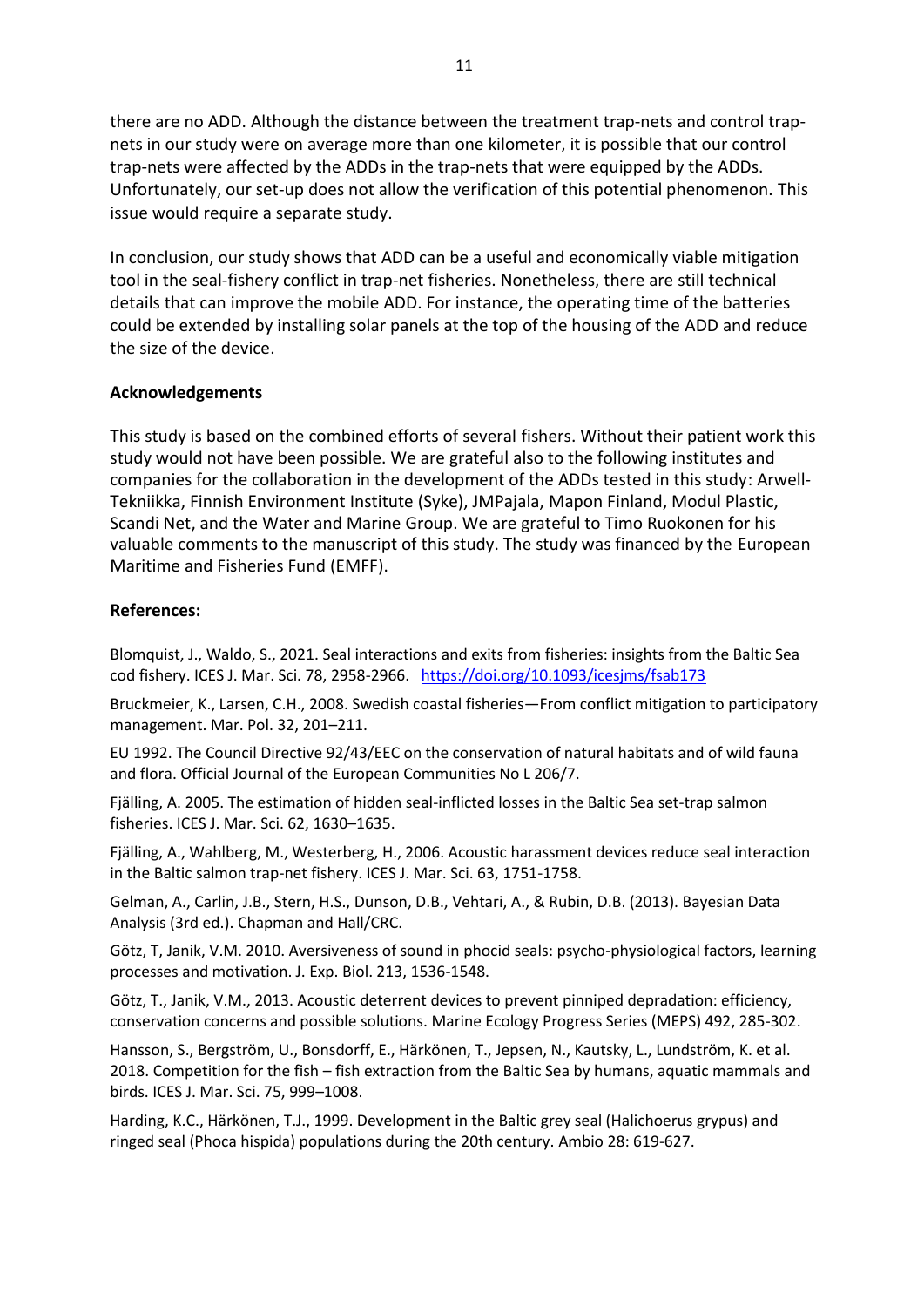there are no ADD. Although the distance between the treatment trap-nets and control trap-nets in our study were on average more than one kilometer, it is possible that our control trap-nets were affected by the ADDs in the trap-nets that were equipped by the ADDs. Unfortunately, our set-up does not allow the verification of this potential phenomenon. This issue would require a separate study.

In conclusion, our study shows that ADD can be a useful and economically viable mitigation tool in the seal-fishery conflict in trap-net fisheries. Nonetheless, there are still technical details that can improve the mobile ADD. For instance, the operating time of the batteries could be extended by installing solar panels at the top of the housing of the ADD and reduce the size of the device.

## Acknowledgements

This study is based on the combined efforts of several fishers. Without their patient work this study would not have been possible. We are grateful also to the following institutes and companies for the collaboration in the development of the ADDs tested in this study: Arwell-Tekniikka, Finnish Environment Institute (Syke), JMPajala, Mapon Finland, Modul Plastic, Scandi Net, and the Water and Marine Group. We are grateful to Timo Ruokonen for his valuable comments to the manuscript of this study. The study was financed by the European Maritime and Fisheries Fund (EMFF).

## References:

Blomquist, J., Waldo, S., 2021. Seal interactions and exits from fisheries: insights from the Baltic Sea cod fishery. ICES J. Mar. Sci. 78, 2958-2966. https://doi.org/10.1093/icesjms/fsab173

Bruckmeier, K., Larsen, C.H., 2008. Swedish coastal fisheries—From conflict mitigation to participatory management. Mar. Pol. 32, 201–211.

EU 1992. The Council Directive 92/43/EEC on the conservation of natural habitats and of wild fauna and flora. Official Journal of the European Communities No L 206/7.

Fjälling, A. 2005. The estimation of hidden seal-inflicted losses in the Baltic Sea set-trap salmon fisheries. ICES J. Mar. Sci. 62, 1630–1635.

Fjälling, A., Wahlberg, M., Westerberg, H., 2006. Acoustic harassment devices reduce seal interaction in the Baltic salmon trap-net fishery. ICES J. Mar. Sci. 63, 1751-1758.

Gelman, A., Carlin, J.B., Stern, H.S., Dunson, D.B., Vehtari, A., & Rubin, D.B. (2013). Bayesian Data Analysis (3rd ed.). Chapman and Hall/CRC.

Götz, T, Janik, V.M. 2010. Aversiveness of sound in phocid seals: psycho-physiological factors, learning processes and motivation. J. Exp. Biol. 213, 1536-1548.

Götz, T., Janik, V.M., 2013. Acoustic deterrent devices to prevent pinniped depradation: efficiency, conservation concerns and possible solutions. Marine Ecology Progress Series (MEPS) 492, 285-302.

Hansson, S., Bergström, U., Bonsdorff, E., Härkönen, T., Jepsen, N., Kautsky, L., Lundström, K. et al. 2018. Competition for the fish – fish extraction from the Baltic Sea by humans, aquatic mammals and birds. ICES J. Mar. Sci. 75, 999–1008.

Harding, K.C., Härkönen, T.J., 1999. Development in the Baltic grey seal (Halichoerus grypus) and ringed seal (Phoca hispida) populations during the 20th century. Ambio 28: 619-627.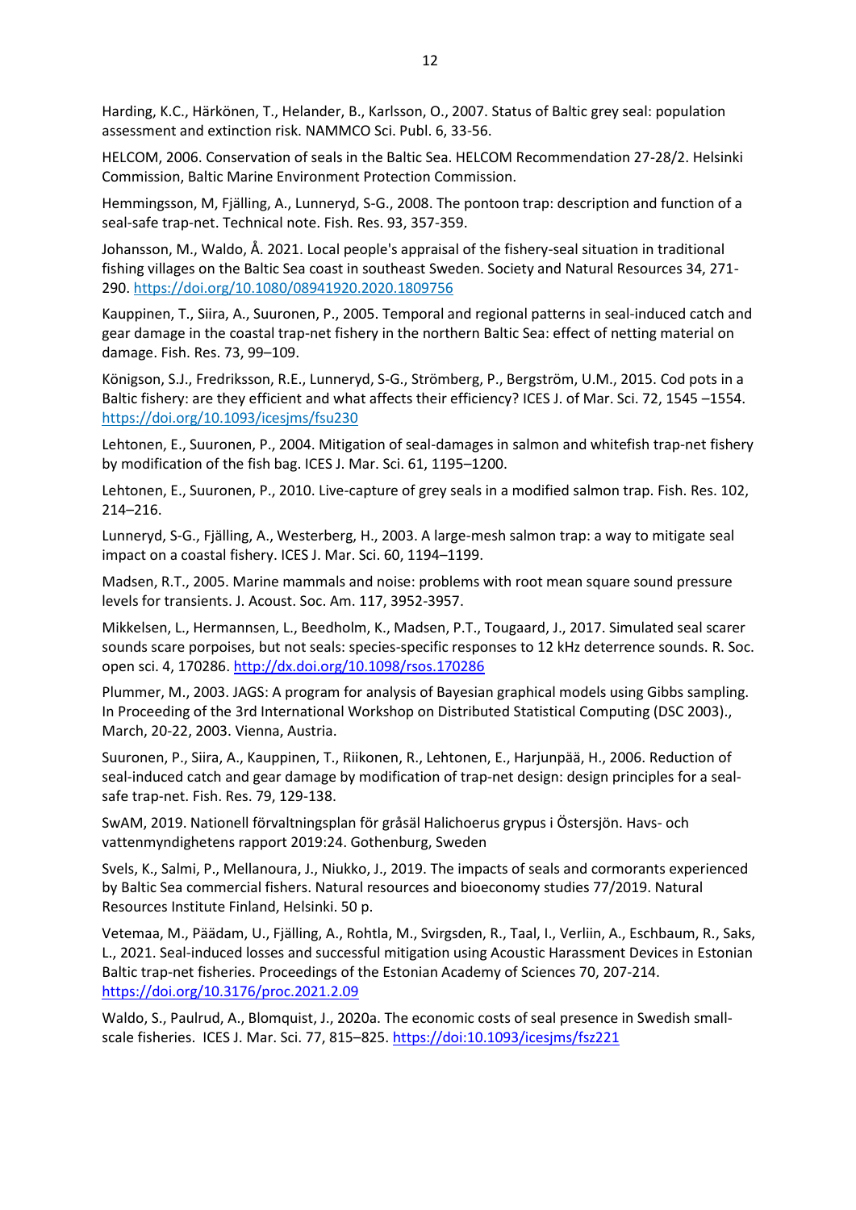Harding, K.C., Härkönen, T., Helander, B., Karlsson, O., 2007. Status of Baltic grey seal: population assessment and extinction risk. NAMMCO Sci. Publ. 6, 33-56.

HELCOM, 2006. Conservation of seals in the Baltic Sea. HELCOM Recommendation 27-28/2. Helsinki Commission, Baltic Marine Environment Protection Commission.

Hemmingsson, M, Fjälling, A., Lunneryd, S-G., 2008. The pontoon trap: description and function of a seal-safe trap-net. Technical note. Fish. Res. 93, 357-359.

Johansson, M., Waldo, Å. 2021. Local people's appraisal of the fishery-seal situation in traditional fishing villages on the Baltic Sea coast in southeast Sweden. Society and Natural Resources 34, 271-290. https://doi.org/10.1080/08941920.2020.1809756

Kauppinen, T., Siira, A., Suuronen, P., 2005. Temporal and regional patterns in seal-induced catch and gear damage in the coastal trap-net fishery in the northern Baltic Sea: effect of netting material on damage. Fish. Res. 73, 99–109.

Königson, S.J., Fredriksson, R.E., Lunneryd, S-G., Strömberg, P., Bergström, U.M., 2015. Cod pots in a Baltic fishery: are they efficient and what affects their efficiency? ICES J. of Mar. Sci. 72, 1545 –1554. https://doi.org/10.1093/icesjms/fsu230

Lehtonen, E., Suuronen, P., 2004. Mitigation of seal-damages in salmon and whitefish trap-net fishery by modification of the fish bag. ICES J. Mar. Sci. 61, 1195–1200.

Lehtonen, E., Suuronen, P., 2010. Live-capture of grey seals in a modified salmon trap. Fish. Res. 102, 214–216.

Lunneryd, S-G., Fjälling, A., Westerberg, H., 2003. A large-mesh salmon trap: a way to mitigate seal impact on a coastal fishery. ICES J. Mar. Sci. 60, 1194–1199.

Madsen, R.T., 2005. Marine mammals and noise: problems with root mean square sound pressure levels for transients. J. Acoust. Soc. Am. 117, 3952-3957.

Mikkelsen, L., Hermannsen, L., Beedholm, K., Madsen, P.T., Tougaard, J., 2017. Simulated seal scarer sounds scare porpoises, but not seals: species-specific responses to 12 kHz deterrence sounds. R. Soc. open sci. 4, 170286. http://dx.doi.org/10.1098/rsos.170286

Plummer, M., 2003. JAGS: A program for analysis of Bayesian graphical models using Gibbs sampling. In Proceeding of the 3rd International Workshop on Distributed Statistical Computing (DSC 2003)., March, 20-22, 2003. Vienna, Austria.

Suuronen, P., Siira, A., Kauppinen, T., Riikonen, R., Lehtonen, E., Harjunpää, H., 2006. Reduction of seal-induced catch and gear damage by modification of trap-net design: design principles for a seal-safe trap-net. Fish. Res. 79, 129-138.

SwAM, 2019. Nationell förvaltningsplan för gråsäl Halichoerus grypus i Östersjön. Havs- och vattenmyndighetens rapport 2019:24. Gothenburg, Sweden

Svels, K., Salmi, P., Mellanoura, J., Niukko, J., 2019. The impacts of seals and cormorants experienced by Baltic Sea commercial fishers. Natural resources and bioeconomy studies 77/2019. Natural Resources Institute Finland, Helsinki. 50 p.

Vetemaa, M., Päädam, U., Fjälling, A., Rohtla, M., Svirgsden, R., Taal, I., Verliin, A., Eschbaum, R., Saks, L., 2021. Seal-induced losses and successful mitigation using Acoustic Harassment Devices in Estonian Baltic trap-net fisheries. Proceedings of the Estonian Academy of Sciences 70, 207-214. https://doi.org/10.3176/proc.2021.2.09

Waldo, S., Paulrud, A., Blomquist, J., 2020a. The economic costs of seal presence in Swedish small-scale fisheries. ICES J. Mar. Sci. 77, 815–825. https://doi:10.1093/icesjms/fsz221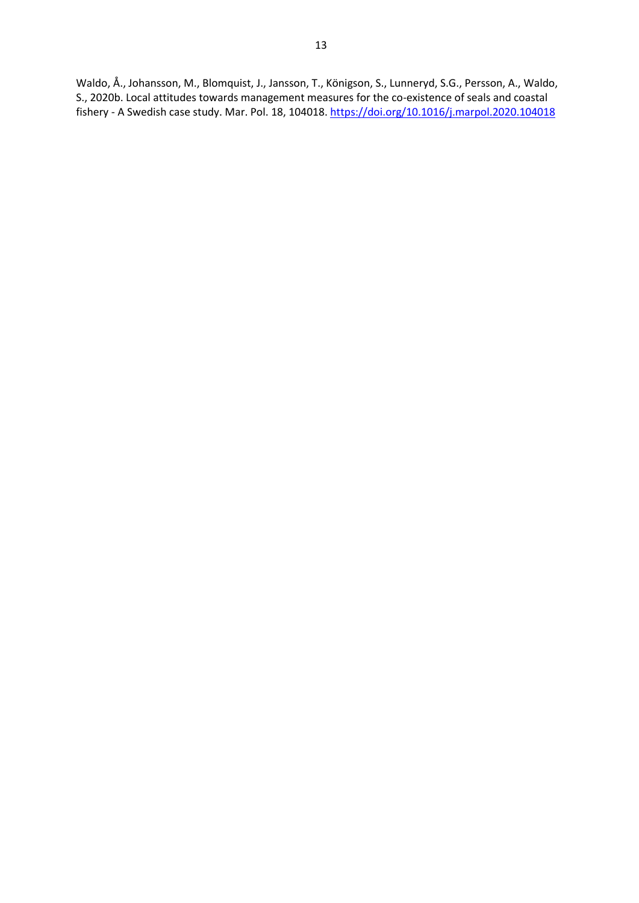Waldo, Å., Johansson, M., Blomquist, J., Jansson, T., Königson, S., Lunneryd, S.G., Persson, A., Waldo, S., 2020b. Local attitudes towards management measures for the co-existence of seals and coastal fishery - A Swedish case study. Mar. Pol. 18, 104018. https://doi.org/10.1016/j.marpol.2020.104018